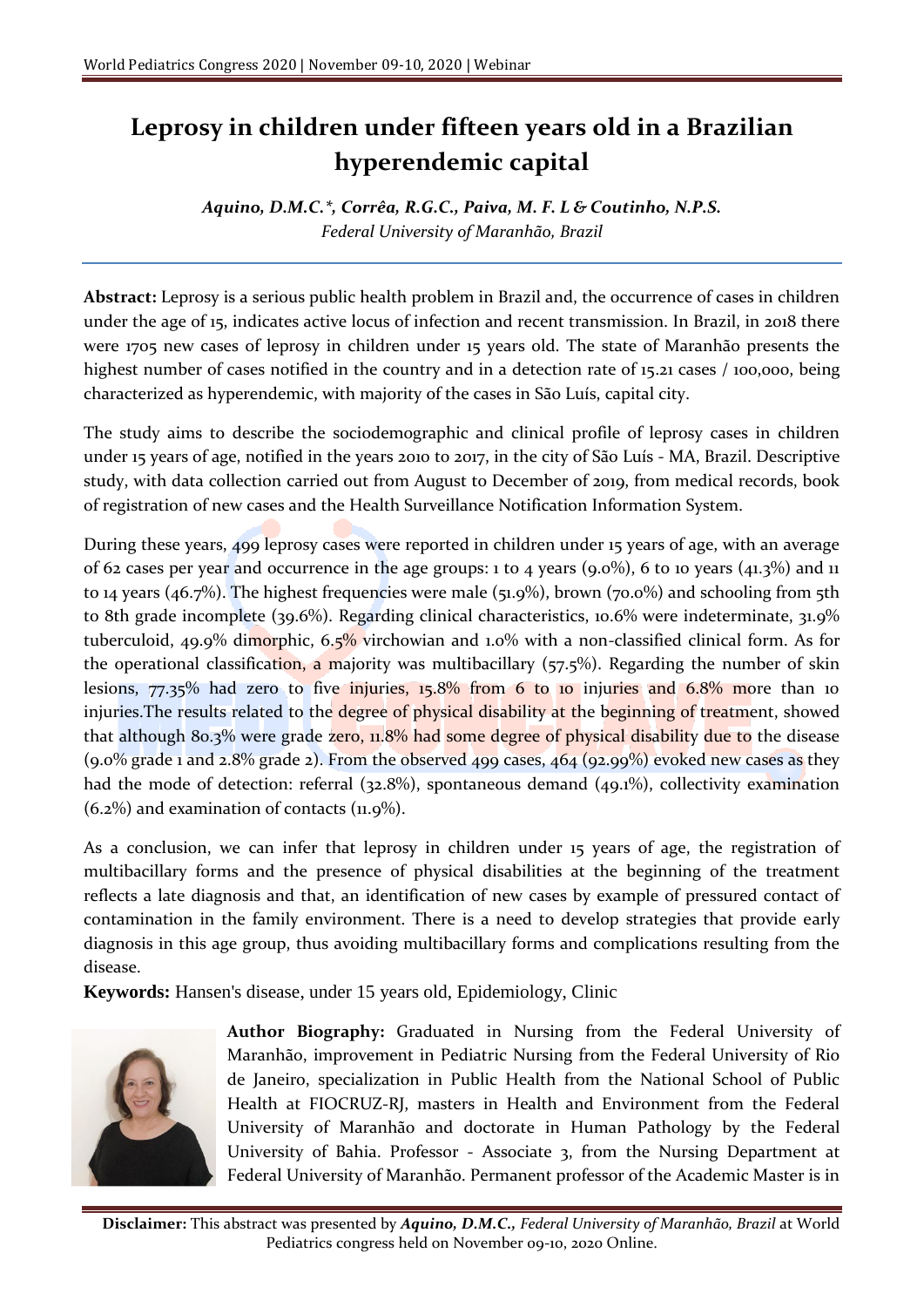# Leprosy in children under fifteen years old in a Brazilian hyperendemic capital

***Aquino, D.M.C.\*, Corrêa, R.G.C., Paiva, M. F. L & Coutinho, N.P.S.***
*Federal University of Maranhão, Brazil*

**Abstract:** Leprosy is a serious public health problem in Brazil and, the occurrence of cases in children under the age of 15, indicates active locus of infection and recent transmission. In Brazil, in 2018 there were 1705 new cases of leprosy in children under 15 years old. The state of Maranhão presents the highest number of cases notified in the country and in a detection rate of 15.21 cases / 100,000, being characterized as hyperendemic, with majority of the cases in São Luís, capital city.

The study aims to describe the sociodemographic and clinical profile of leprosy cases in children under 15 years of age, notified in the years 2010 to 2017, in the city of São Luís - MA, Brazil. Descriptive study, with data collection carried out from August to December of 2019, from medical records, book of registration of new cases and the Health Surveillance Notification Information System.

During these years, 499 leprosy cases were reported in children under 15 years of age, with an average of 62 cases per year and occurrence in the age groups: 1 to 4 years (9.0%), 6 to 10 years (41.3%) and 11 to 14 years (46.7%). The highest frequencies were male (51.9%), brown (70.0%) and schooling from 5th to 8th grade incomplete (39.6%). Regarding clinical characteristics, 10.6% were indeterminate, 31.9% tuberculoid, 49.9% dimorphic, 6.5% virchowian and 1.0% with a non-classified clinical form. As for the operational classification, a majority was multibacillary (57.5%). Regarding the number of skin lesions, 77.35% had zero to five injuries, 15.8% from 6 to 10 injuries and 6.8% more than 10 injuries.The results related to the degree of physical disability at the beginning of treatment, showed that although 80.3% were grade zero, 11.8% had some degree of physical disability due to the disease (9.0% grade 1 and 2.8% grade 2). From the observed 499 cases, 464 (92.99%) evoked new cases as they had the mode of detection: referral (32.8%), spontaneous demand (49.1%), collectivity examination (6.2%) and examination of contacts (11.9%).

As a conclusion, we can infer that leprosy in children under 15 years of age, the registration of multibacillary forms and the presence of physical disabilities at the beginning of the treatment reflects a late diagnosis and that, an identification of new cases by example of pressured contact of contamination in the family environment. There is a need to develop strategies that provide early diagnosis in this age group, thus avoiding multibacillary forms and complications resulting from the disease.

**Keywords:** Hansen's disease, under 15 years old, Epidemiology, Clinic

**Author Biography:** Graduated in Nursing from the Federal University of Maranhão, improvement in Pediatric Nursing from the Federal University of Rio de Janeiro, specialization in Public Health from the National School of Public Health at FIOCRUZ-RJ, masters in Health and Environment from the Federal University of Maranhão and doctorate in Human Pathology by the Federal University of Bahia. Professor - Associate 3, from the Nursing Department at Federal University of Maranhão. Permanent professor of the Academic Master is in

**Disclaimer:** This abstract was presented by ***Aquino, D.M.C.,*** *Federal University of Maranhão, Brazil* at World Pediatrics congress held on November 09-10, 2020 Online.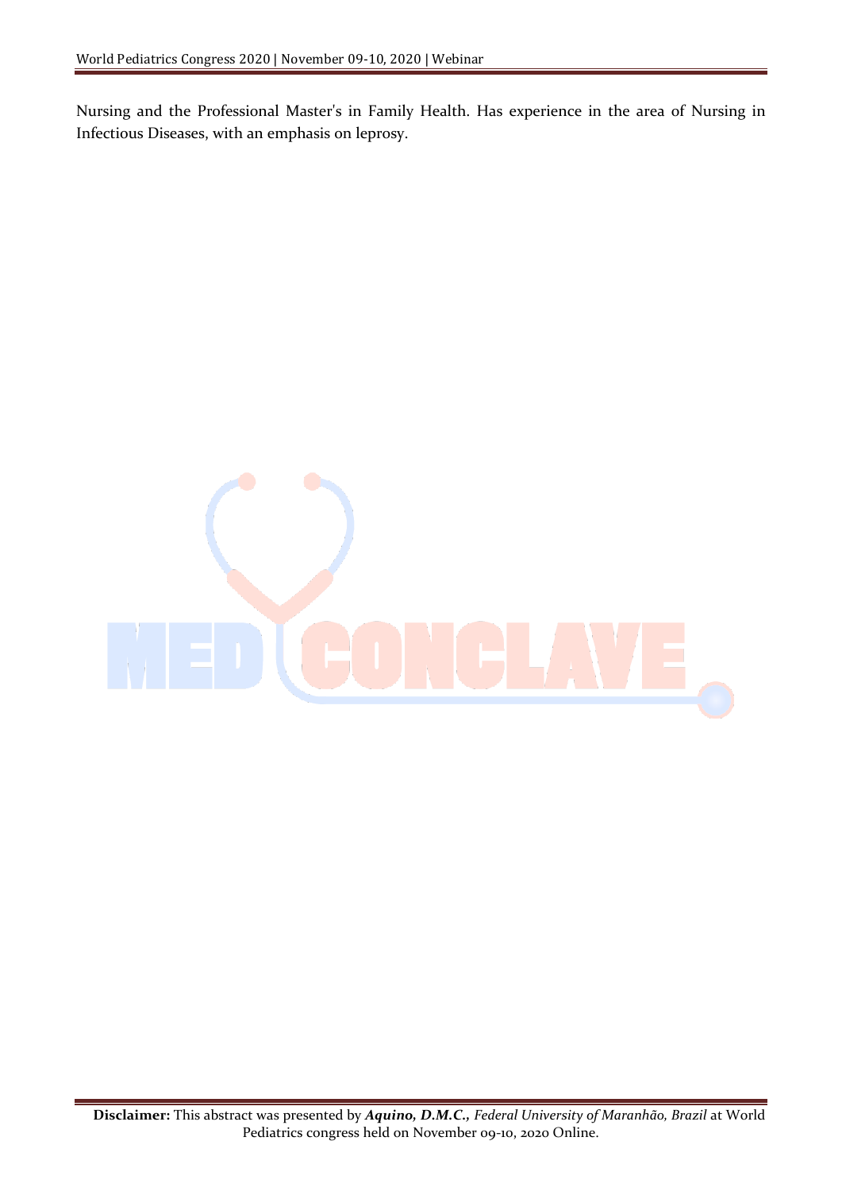Nursing and the Professional Master's in Family Health. Has experience in the area of Nursing in Infectious Diseases, with an emphasis on leprosy.

**Disclaimer:** This abstract was presented by ***Aquino, D.M.C.,*** *Federal University of Maranhão, Brazil* at World Pediatrics congress held on November 09-10, 2020 Online.